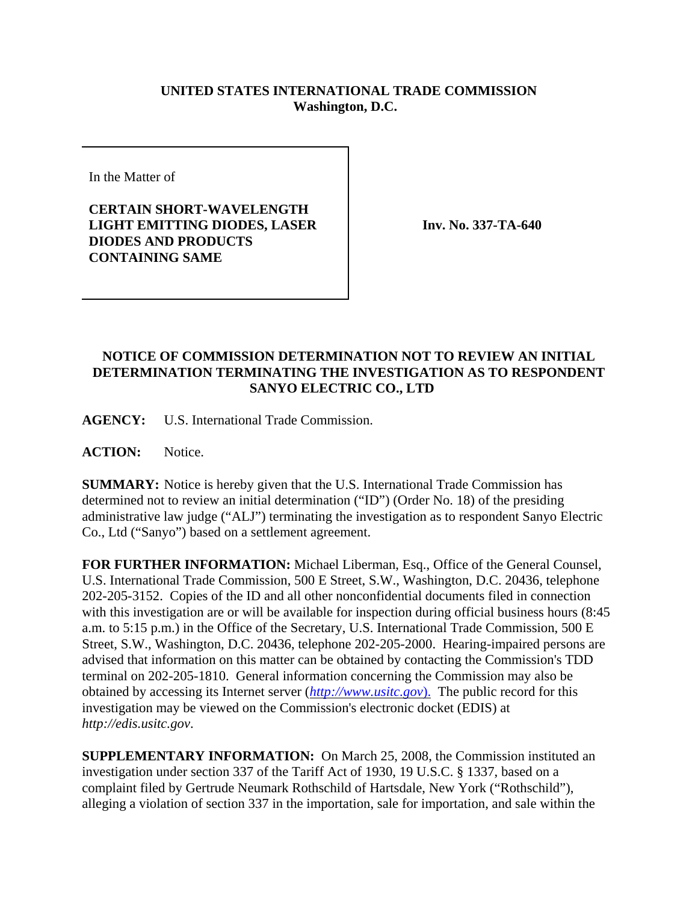**UNITED STATES INTERNATIONAL TRADE COMMISSION**
**Washington, D.C.**

| In the Matter of<br><br>**CERTAIN SHORT-WAVELENGTH LIGHT EMITTING DIODES, LASER DIODES AND PRODUCTS CONTAINING SAME** | **Inv. No. 337-TA-640** |
|---|---|

**NOTICE OF COMMISSION DETERMINATION NOT TO REVIEW AN INITIAL DETERMINATION TERMINATING THE INVESTIGATION AS TO RESPONDENT SANYO ELECTRIC CO., LTD**

**AGENCY:** U.S. International Trade Commission.

**ACTION:** Notice.

**SUMMARY:** Notice is hereby given that the U.S. International Trade Commission has determined not to review an initial determination ("ID") (Order No. 18) of the presiding administrative law judge ("ALJ") terminating the investigation as to respondent Sanyo Electric Co., Ltd ("Sanyo") based on a settlement agreement.

**FOR FURTHER INFORMATION:** Michael Liberman, Esq., Office of the General Counsel, U.S. International Trade Commission, 500 E Street, S.W., Washington, D.C. 20436, telephone 202-205-3152. Copies of the ID and all other nonconfidential documents filed in connection with this investigation are or will be available for inspection during official business hours (8:45 a.m. to 5:15 p.m.) in the Office of the Secretary, U.S. International Trade Commission, 500 E Street, S.W., Washington, D.C. 20436, telephone 202-205-2000. Hearing-impaired persons are advised that information on this matter can be obtained by contacting the Commission's TDD terminal on 202-205-1810. General information concerning the Commission may also be obtained by accessing its Internet server (*http://www.usitc.gov*). The public record for this investigation may be viewed on the Commission's electronic docket (EDIS) at *http://edis.usitc.gov*.

**SUPPLEMENTARY INFORMATION:** On March 25, 2008, the Commission instituted an investigation under section 337 of the Tariff Act of 1930, 19 U.S.C. § 1337, based on a complaint filed by Gertrude Neumark Rothschild of Hartsdale, New York ("Rothschild"), alleging a violation of section 337 in the importation, sale for importation, and sale within the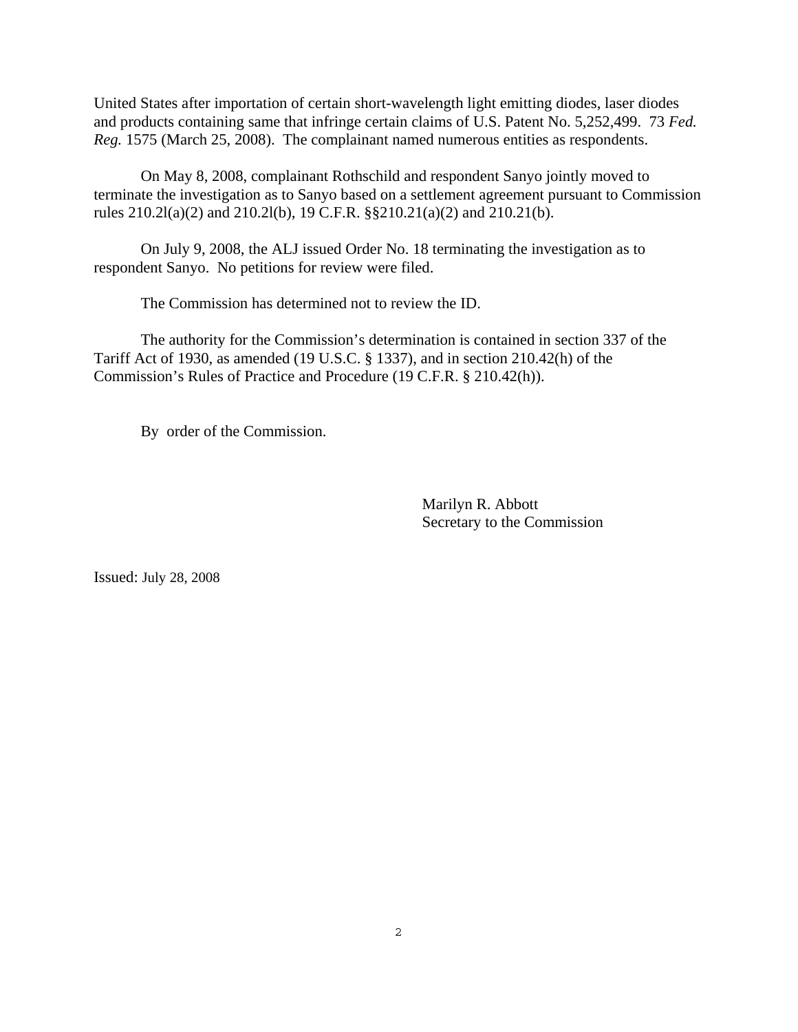United States after importation of certain short-wavelength light emitting diodes, laser diodes and products containing same that infringe certain claims of U.S. Patent No. 5,252,499. 73 *Fed. Reg.* 1575 (March 25, 2008). The complainant named numerous entities as respondents.

On May 8, 2008, complainant Rothschild and respondent Sanyo jointly moved to terminate the investigation as to Sanyo based on a settlement agreement pursuant to Commission rules 210.2l(a)(2) and 210.2l(b), 19 C.F.R. §§210.21(a)(2) and 210.21(b).

On July 9, 2008, the ALJ issued Order No. 18 terminating the investigation as to respondent Sanyo. No petitions for review were filed.

The Commission has determined not to review the ID.

The authority for the Commission's determination is contained in section 337 of the Tariff Act of 1930, as amended (19 U.S.C. § 1337), and in section 210.42(h) of the Commission's Rules of Practice and Procedure (19 C.F.R. § 210.42(h)).

By order of the Commission.

Marilyn R. Abbott
Secretary to the Commission

Issued: July 28, 2008